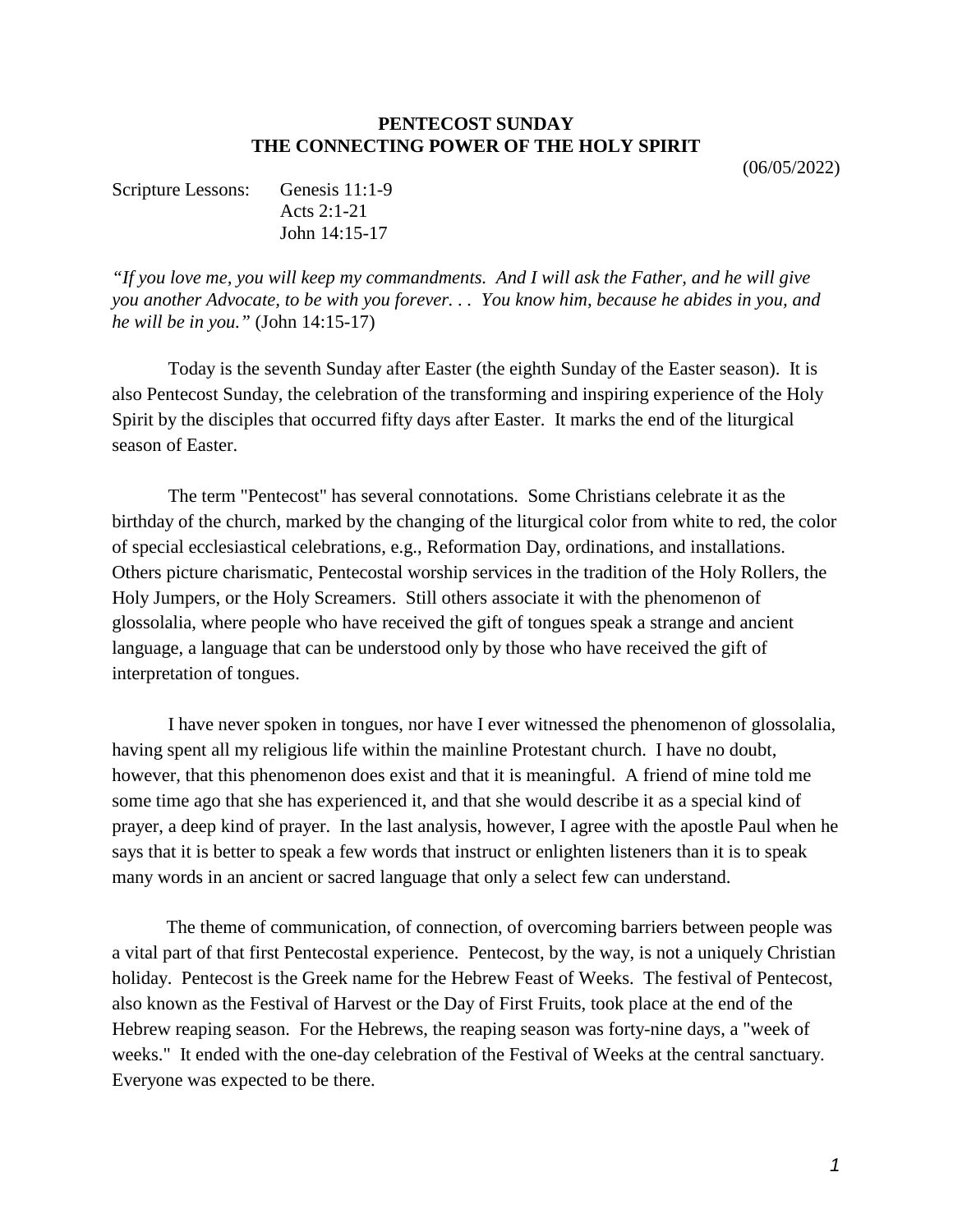# PENTECOST SUNDAY
# THE CONNECTING POWER OF THE HOLY SPIRIT

(06/05/2022)

Scripture Lessons: Genesis 11:1-9
Acts 2:1-21
John 14:15-17

*"If you love me, you will keep my commandments. And I will ask the Father, and he will give you another Advocate, to be with you forever. . . You know him, because he abides in you, and he will be in you."* (John 14:15-17)

Today is the seventh Sunday after Easter (the eighth Sunday of the Easter season). It is also Pentecost Sunday, the celebration of the transforming and inspiring experience of the Holy Spirit by the disciples that occurred fifty days after Easter. It marks the end of the liturgical season of Easter.

The term "Pentecost" has several connotations. Some Christians celebrate it as the birthday of the church, marked by the changing of the liturgical color from white to red, the color of special ecclesiastical celebrations, e.g., Reformation Day, ordinations, and installations. Others picture charismatic, Pentecostal worship services in the tradition of the Holy Rollers, the Holy Jumpers, or the Holy Screamers. Still others associate it with the phenomenon of glossolalia, where people who have received the gift of tongues speak a strange and ancient language, a language that can be understood only by those who have received the gift of interpretation of tongues.

I have never spoken in tongues, nor have I ever witnessed the phenomenon of glossolalia, having spent all my religious life within the mainline Protestant church. I have no doubt, however, that this phenomenon does exist and that it is meaningful. A friend of mine told me some time ago that she has experienced it, and that she would describe it as a special kind of prayer, a deep kind of prayer. In the last analysis, however, I agree with the apostle Paul when he says that it is better to speak a few words that instruct or enlighten listeners than it is to speak many words in an ancient or sacred language that only a select few can understand.

The theme of communication, of connection, of overcoming barriers between people was a vital part of that first Pentecostal experience. Pentecost, by the way, is not a uniquely Christian holiday. Pentecost is the Greek name for the Hebrew Feast of Weeks. The festival of Pentecost, also known as the Festival of Harvest or the Day of First Fruits, took place at the end of the Hebrew reaping season. For the Hebrews, the reaping season was forty-nine days, a "week of weeks." It ended with the one-day celebration of the Festival of Weeks at the central sanctuary. Everyone was expected to be there.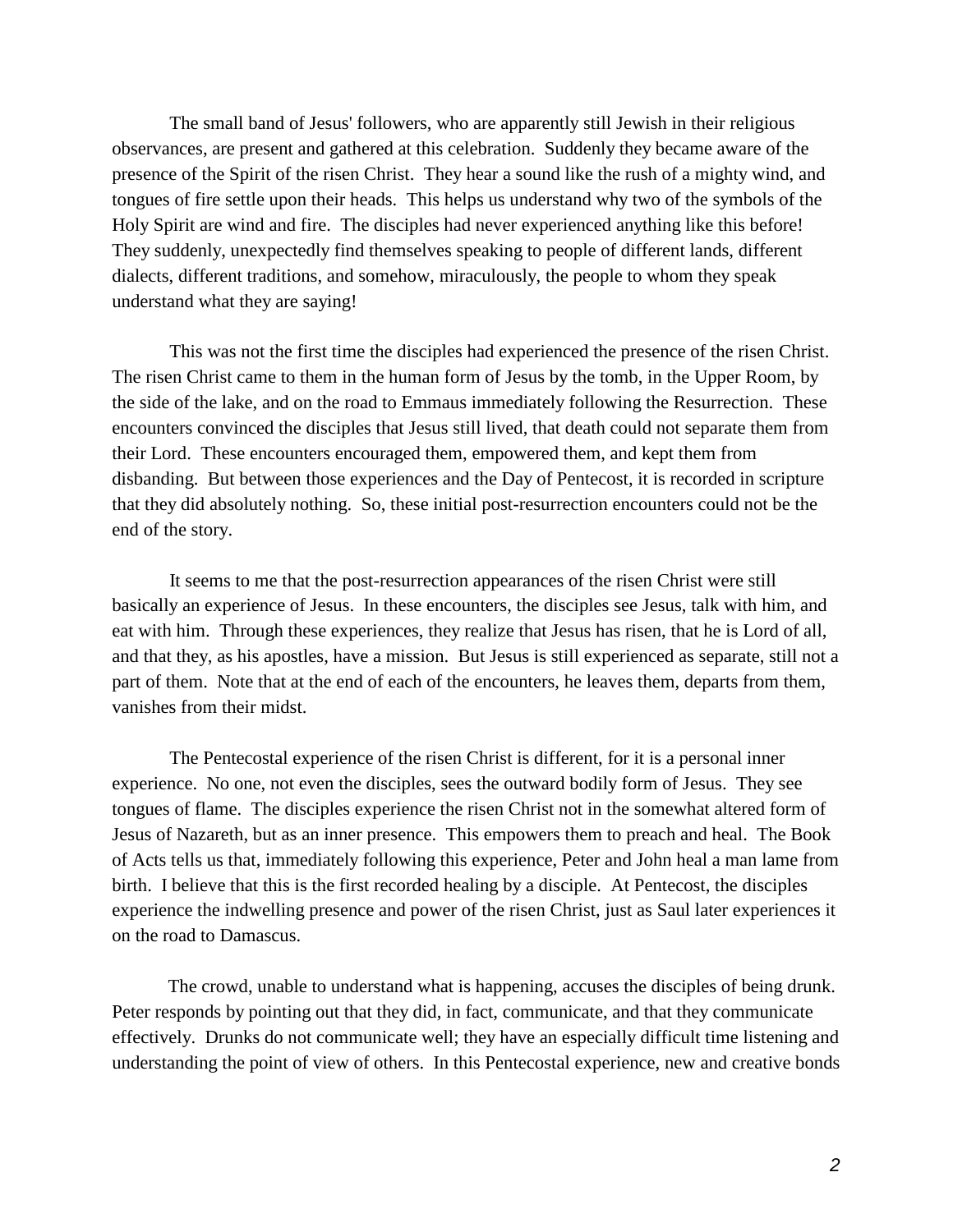The small band of Jesus' followers, who are apparently still Jewish in their religious observances, are present and gathered at this celebration. Suddenly they became aware of the presence of the Spirit of the risen Christ. They hear a sound like the rush of a mighty wind, and tongues of fire settle upon their heads. This helps us understand why two of the symbols of the Holy Spirit are wind and fire. The disciples had never experienced anything like this before! They suddenly, unexpectedly find themselves speaking to people of different lands, different dialects, different traditions, and somehow, miraculously, the people to whom they speak understand what they are saying!

This was not the first time the disciples had experienced the presence of the risen Christ. The risen Christ came to them in the human form of Jesus by the tomb, in the Upper Room, by the side of the lake, and on the road to Emmaus immediately following the Resurrection. These encounters convinced the disciples that Jesus still lived, that death could not separate them from their Lord. These encounters encouraged them, empowered them, and kept them from disbanding. But between those experiences and the Day of Pentecost, it is recorded in scripture that they did absolutely nothing. So, these initial post-resurrection encounters could not be the end of the story.

It seems to me that the post-resurrection appearances of the risen Christ were still basically an experience of Jesus. In these encounters, the disciples see Jesus, talk with him, and eat with him. Through these experiences, they realize that Jesus has risen, that he is Lord of all, and that they, as his apostles, have a mission. But Jesus is still experienced as separate, still not a part of them. Note that at the end of each of the encounters, he leaves them, departs from them, vanishes from their midst.

The Pentecostal experience of the risen Christ is different, for it is a personal inner experience. No one, not even the disciples, sees the outward bodily form of Jesus. They see tongues of flame. The disciples experience the risen Christ not in the somewhat altered form of Jesus of Nazareth, but as an inner presence. This empowers them to preach and heal. The Book of Acts tells us that, immediately following this experience, Peter and John heal a man lame from birth. I believe that this is the first recorded healing by a disciple. At Pentecost, the disciples experience the indwelling presence and power of the risen Christ, just as Saul later experiences it on the road to Damascus.

The crowd, unable to understand what is happening, accuses the disciples of being drunk. Peter responds by pointing out that they did, in fact, communicate, and that they communicate effectively. Drunks do not communicate well; they have an especially difficult time listening and understanding the point of view of others. In this Pentecostal experience, new and creative bonds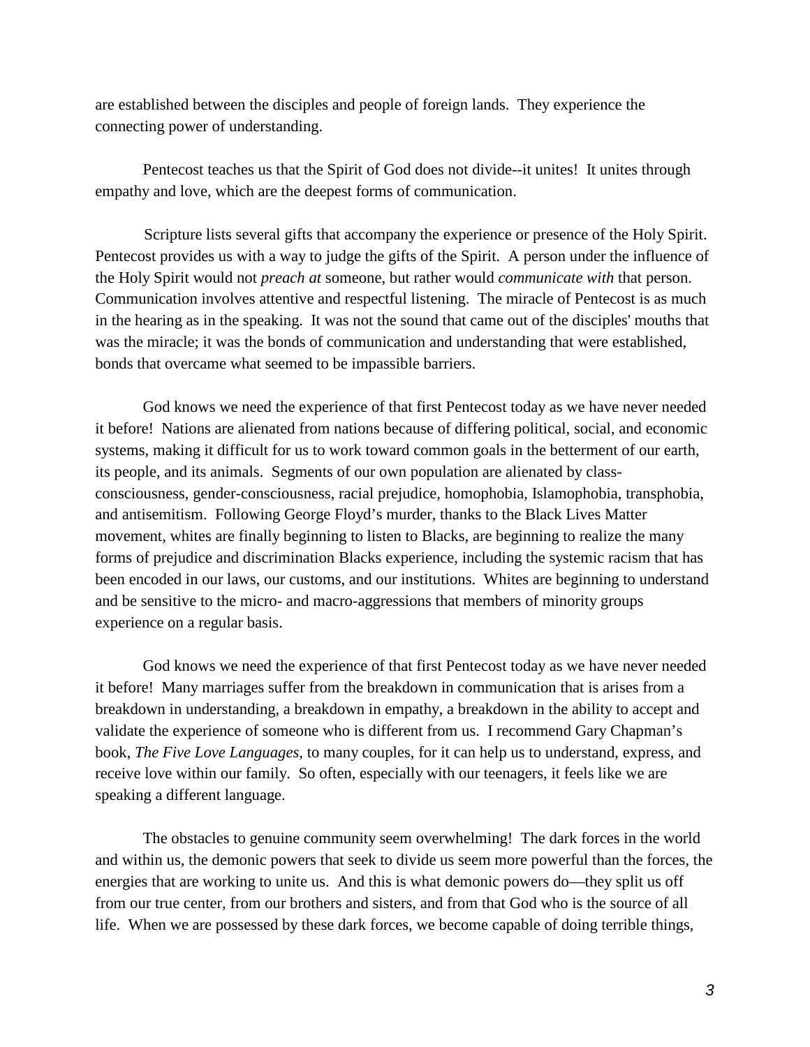are established between the disciples and people of foreign lands. They experience the connecting power of understanding.

Pentecost teaches us that the Spirit of God does not divide--it unites! It unites through empathy and love, which are the deepest forms of communication.

Scripture lists several gifts that accompany the experience or presence of the Holy Spirit. Pentecost provides us with a way to judge the gifts of the Spirit. A person under the influence of the Holy Spirit would not *preach at* someone, but rather would *communicate with* that person. Communication involves attentive and respectful listening. The miracle of Pentecost is as much in the hearing as in the speaking. It was not the sound that came out of the disciples' mouths that was the miracle; it was the bonds of communication and understanding that were established, bonds that overcame what seemed to be impassible barriers.

God knows we need the experience of that first Pentecost today as we have never needed it before! Nations are alienated from nations because of differing political, social, and economic systems, making it difficult for us to work toward common goals in the betterment of our earth, its people, and its animals. Segments of our own population are alienated by class-consciousness, gender-consciousness, racial prejudice, homophobia, Islamophobia, transphobia, and antisemitism. Following George Floyd's murder, thanks to the Black Lives Matter movement, whites are finally beginning to listen to Blacks, are beginning to realize the many forms of prejudice and discrimination Blacks experience, including the systemic racism that has been encoded in our laws, our customs, and our institutions. Whites are beginning to understand and be sensitive to the micro- and macro-aggressions that members of minority groups experience on a regular basis.

God knows we need the experience of that first Pentecost today as we have never needed it before! Many marriages suffer from the breakdown in communication that is arises from a breakdown in understanding, a breakdown in empathy, a breakdown in the ability to accept and validate the experience of someone who is different from us. I recommend Gary Chapman's book, *The Five Love Languages*, to many couples, for it can help us to understand, express, and receive love within our family. So often, especially with our teenagers, it feels like we are speaking a different language.

The obstacles to genuine community seem overwhelming! The dark forces in the world and within us, the demonic powers that seek to divide us seem more powerful than the forces, the energies that are working to unite us. And this is what demonic powers do—they split us off from our true center, from our brothers and sisters, and from that God who is the source of all life. When we are possessed by these dark forces, we become capable of doing terrible things,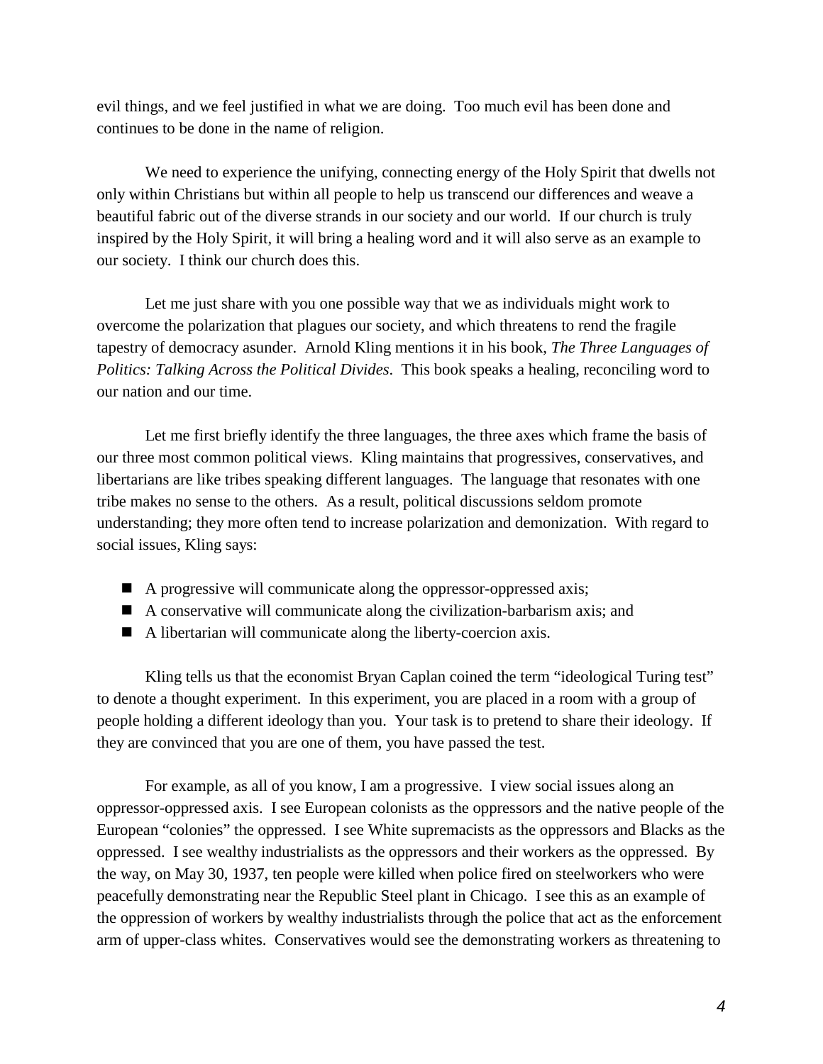evil things, and we feel justified in what we are doing. Too much evil has been done and continues to be done in the name of religion.

We need to experience the unifying, connecting energy of the Holy Spirit that dwells not only within Christians but within all people to help us transcend our differences and weave a beautiful fabric out of the diverse strands in our society and our world. If our church is truly inspired by the Holy Spirit, it will bring a healing word and it will also serve as an example to our society. I think our church does this.

Let me just share with you one possible way that we as individuals might work to overcome the polarization that plagues our society, and which threatens to rend the fragile tapestry of democracy asunder. Arnold Kling mentions it in his book, *The Three Languages of Politics: Talking Across the Political Divides*. This book speaks a healing, reconciling word to our nation and our time.

Let me first briefly identify the three languages, the three axes which frame the basis of our three most common political views. Kling maintains that progressives, conservatives, and libertarians are like tribes speaking different languages. The language that resonates with one tribe makes no sense to the others. As a result, political discussions seldom promote understanding; they more often tend to increase polarization and demonization. With regard to social issues, Kling says:

- A progressive will communicate along the oppressor-oppressed axis;
- A conservative will communicate along the civilization-barbarism axis; and
- A libertarian will communicate along the liberty-coercion axis.

Kling tells us that the economist Bryan Caplan coined the term "ideological Turing test" to denote a thought experiment. In this experiment, you are placed in a room with a group of people holding a different ideology than you. Your task is to pretend to share their ideology. If they are convinced that you are one of them, you have passed the test.

For example, as all of you know, I am a progressive. I view social issues along an oppressor-oppressed axis. I see European colonists as the oppressors and the native people of the European "colonies" the oppressed. I see White supremacists as the oppressors and Blacks as the oppressed. I see wealthy industrialists as the oppressors and their workers as the oppressed. By the way, on May 30, 1937, ten people were killed when police fired on steelworkers who were peacefully demonstrating near the Republic Steel plant in Chicago. I see this as an example of the oppression of workers by wealthy industrialists through the police that act as the enforcement arm of upper-class whites. Conservatives would see the demonstrating workers as threatening to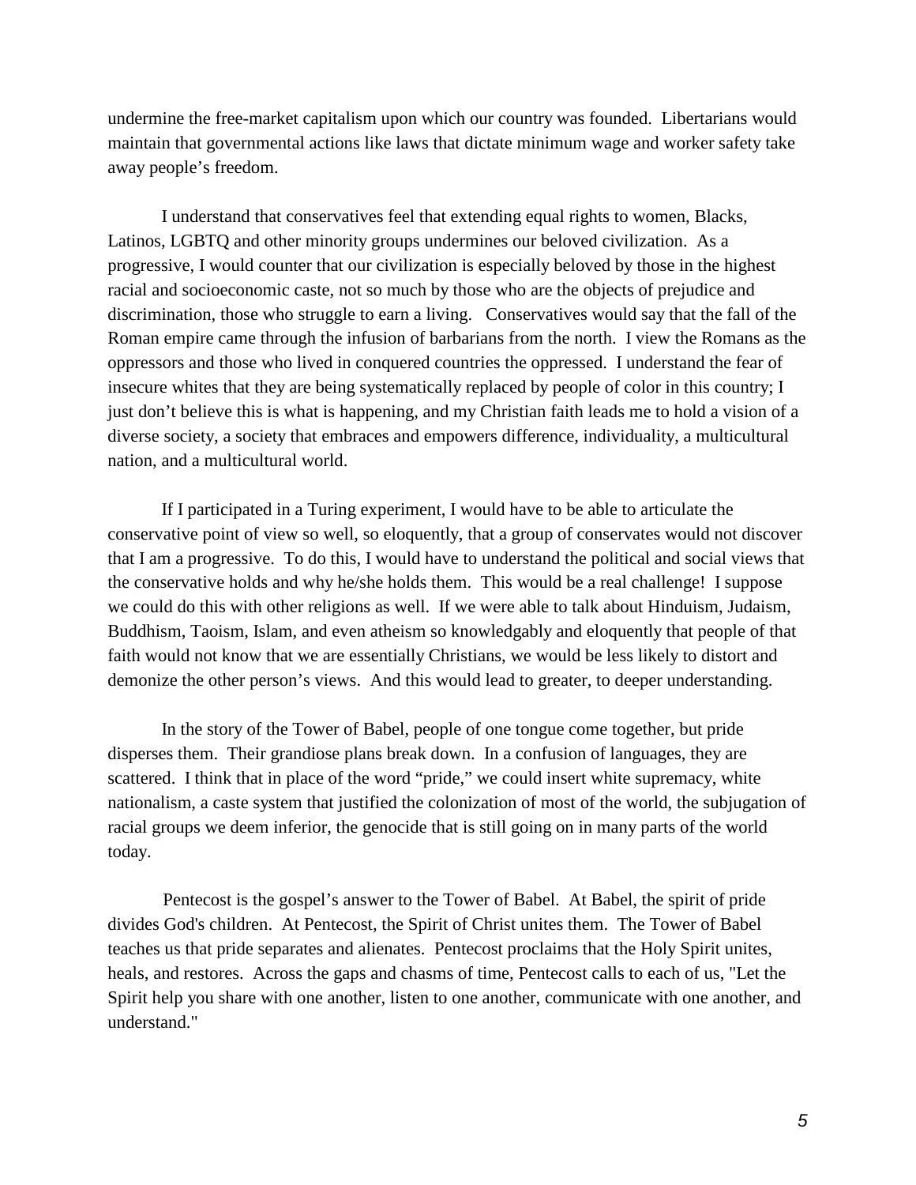undermine the free-market capitalism upon which our country was founded.  Libertarians would maintain that governmental actions like laws that dictate minimum wage and worker safety take away people's freedom.

I understand that conservatives feel that extending equal rights to women, Blacks, Latinos, LGBTQ and other minority groups undermines our beloved civilization.  As a progressive, I would counter that our civilization is especially beloved by those in the highest racial and socioeconomic caste, not so much by those who are the objects of prejudice and discrimination, those who struggle to earn a living.   Conservatives would say that the fall of the Roman empire came through the infusion of barbarians from the north.  I view the Romans as the oppressors and those who lived in conquered countries the oppressed.  I understand the fear of insecure whites that they are being systematically replaced by people of color in this country; I just don't believe this is what is happening, and my Christian faith leads me to hold a vision of a diverse society, a society that embraces and empowers difference, individuality, a multicultural nation, and a multicultural world.

If I participated in a Turing experiment, I would have to be able to articulate the conservative point of view so well, so eloquently, that a group of conservates would not discover that I am a progressive.  To do this, I would have to understand the political and social views that the conservative holds and why he/she holds them.  This would be a real challenge!  I suppose we could do this with other religions as well.  If we were able to talk about Hinduism, Judaism, Buddhism, Taoism, Islam, and even atheism so knowledgably and eloquently that people of that faith would not know that we are essentially Christians, we would be less likely to distort and demonize the other person's views.  And this would lead to greater, to deeper understanding.

In the story of the Tower of Babel, people of one tongue come together, but pride disperses them.  Their grandiose plans break down.  In a confusion of languages, they are scattered.  I think that in place of the word "pride," we could insert white supremacy, white nationalism, a caste system that justified the colonization of most of the world, the subjugation of racial groups we deem inferior, the genocide that is still going on in many parts of the world today.

Pentecost is the gospel's answer to the Tower of Babel.  At Babel, the spirit of pride divides God's children.  At Pentecost, the Spirit of Christ unites them.  The Tower of Babel teaches us that pride separates and alienates.  Pentecost proclaims that the Holy Spirit unites, heals, and restores.  Across the gaps and chasms of time, Pentecost calls to each of us, "Let the Spirit help you share with one another, listen to one another, communicate with one another, and understand."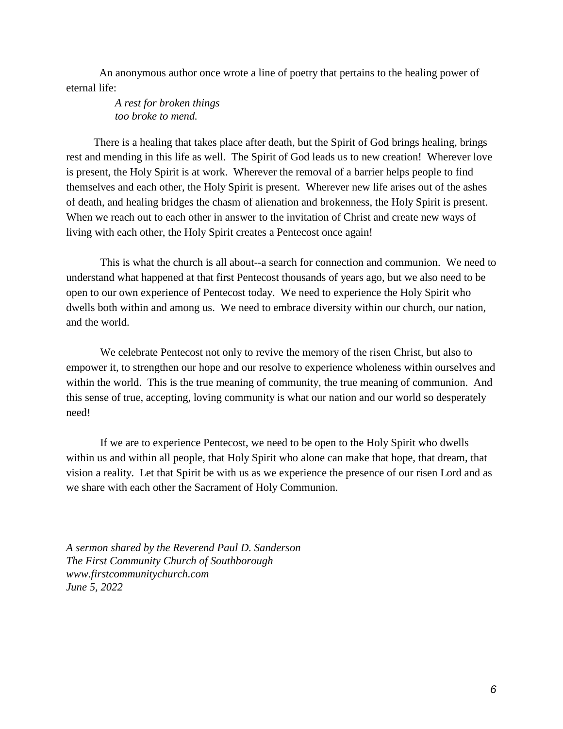An anonymous author once wrote a line of poetry that pertains to the healing power of eternal life:

> *A rest for broken things*
> *too broke to mend.*

There is a healing that takes place after death, but the Spirit of God brings healing, brings rest and mending in this life as well. The Spirit of God leads us to new creation! Wherever love is present, the Holy Spirit is at work. Wherever the removal of a barrier helps people to find themselves and each other, the Holy Spirit is present. Wherever new life arises out of the ashes of death, and healing bridges the chasm of alienation and brokenness, the Holy Spirit is present. When we reach out to each other in answer to the invitation of Christ and create new ways of living with each other, the Holy Spirit creates a Pentecost once again!

This is what the church is all about--a search for connection and communion. We need to understand what happened at that first Pentecost thousands of years ago, but we also need to be open to our own experience of Pentecost today. We need to experience the Holy Spirit who dwells both within and among us. We need to embrace diversity within our church, our nation, and the world.

We celebrate Pentecost not only to revive the memory of the risen Christ, but also to empower it, to strengthen our hope and our resolve to experience wholeness within ourselves and within the world. This is the true meaning of community, the true meaning of communion. And this sense of true, accepting, loving community is what our nation and our world so desperately need!

If we are to experience Pentecost, we need to be open to the Holy Spirit who dwells within us and within all people, that Holy Spirit who alone can make that hope, that dream, that vision a reality. Let that Spirit be with us as we experience the presence of our risen Lord and as we share with each other the Sacrament of Holy Communion.

*A sermon shared by the Reverend Paul D. Sanderson*
*The First Community Church of Southborough*
*www.firstcommunitychurch.com*
*June 5, 2022*